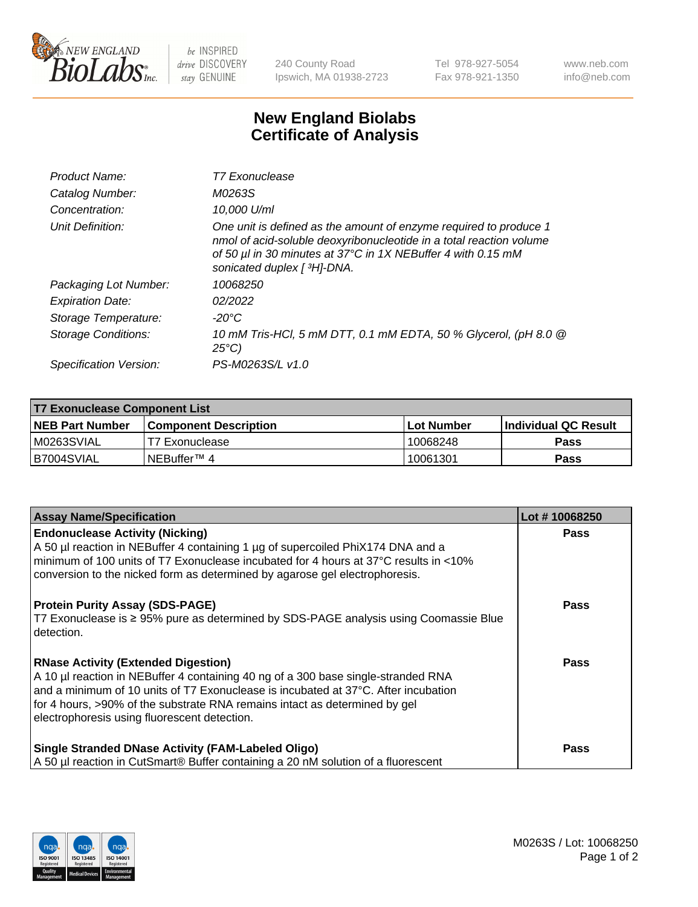# New England Biolabs Certificate of Analysis

| | |
|---|---|
| Product Name: | *T7 Exonuclease* |
| Catalog Number: | *M0263S* |
| Concentration: | *10,000 U/ml* |
| Unit Definition: | *One unit is defined as the amount of enzyme required to produce 1 nmol of acid-soluble deoxyribonucleotide in a total reaction volume of 50 µl in 30 minutes at 37°C in 1X NEBuffer 4 with 0.15 mM sonicated duplex [ $^3$H]-DNA.* |
| Packaging Lot Number: | *10068250* |
| Expiration Date: | *02/2022* |
| Storage Temperature: | *-20°C* |
| Storage Conditions: | *10 mM Tris-HCl, 5 mM DTT, 0.1 mM EDTA, 50 % Glycerol, (pH 8.0 @ 25°C)* |
| Specification Version: | *PS-M0263S/L v1.0* |

| T7 Exonuclease Component List | | | |
|---|---|---|---|
| **NEB Part Number** | **Component Description** | **Lot Number** | **Individual QC Result** |
| M0263SVIAL | T7 Exonuclease | 10068248 | **Pass** |
| B7004SVIAL | NEBuffer™ 4 | 10061301 | **Pass** |

| Assay Name/Specification | Lot # 10068250 |
|---|---|
| **Endonuclease Activity (Nicking)** A 50 µl reaction in NEBuffer 4 containing 1 µg of supercoiled PhiX174 DNA and a minimum of 100 units of T7 Exonuclease incubated for 4 hours at 37°C results in <10% conversion to the nicked form as determined by agarose gel electrophoresis. | **Pass** |
| **Protein Purity Assay (SDS-PAGE)** T7 Exonuclease is ≥ 95% pure as determined by SDS-PAGE analysis using Coomassie Blue detection. | **Pass** |
| **RNase Activity (Extended Digestion)** A 10 µl reaction in NEBuffer 4 containing 40 ng of a 300 base single-stranded RNA and a minimum of 10 units of T7 Exonuclease is incubated at 37°C. After incubation for 4 hours, >90% of the substrate RNA remains intact as determined by gel electrophoresis using fluorescent detection. | **Pass** |
| **Single Stranded DNase Activity (FAM-Labeled Oligo)** A 50 µl reaction in CutSmart® Buffer containing a 20 nM solution of a fluorescent | **Pass** |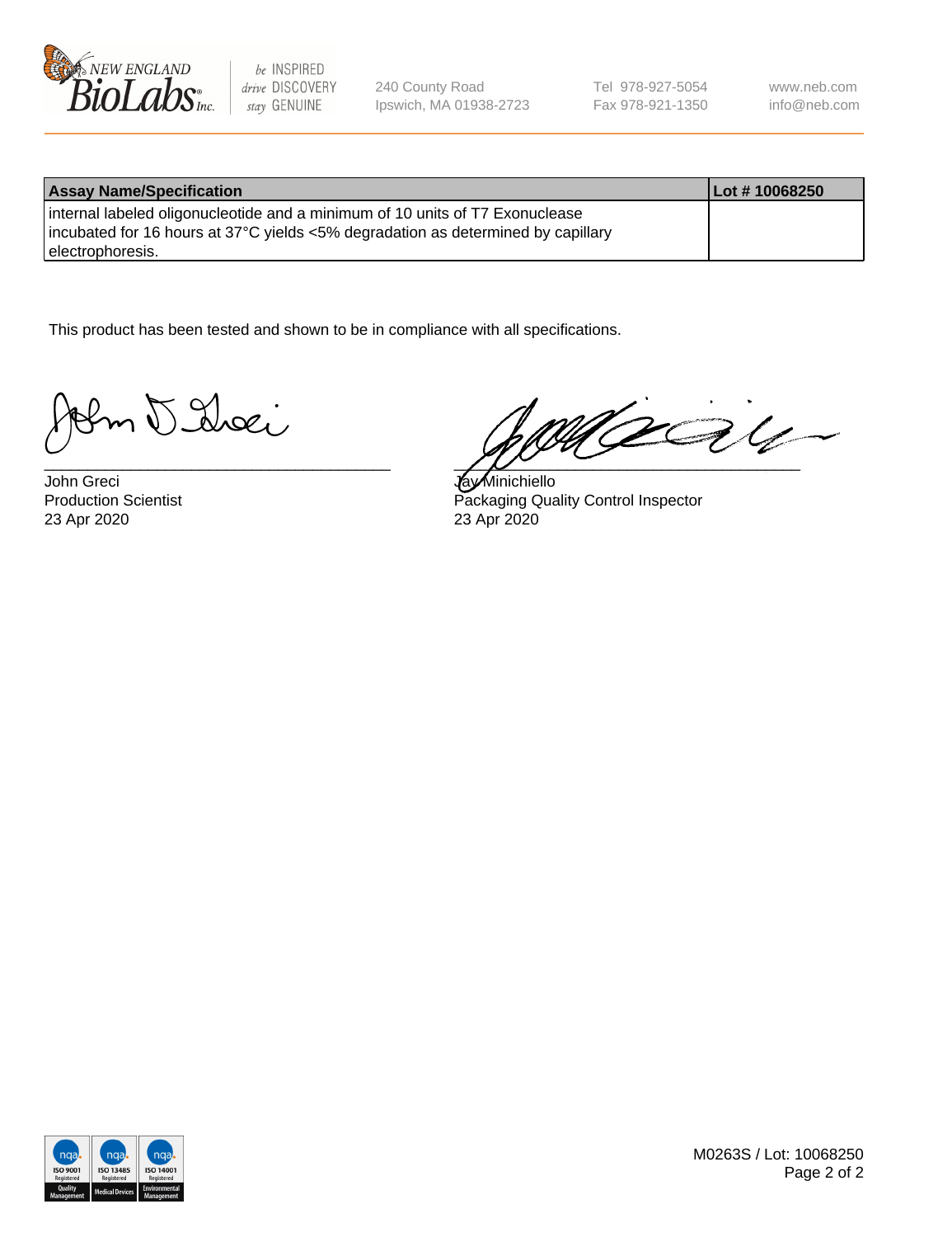| Assay Name/Specification | Lot # 10068250 |
| --- | --- |
| internal labeled oligonucleotide and a minimum of 10 units of T7 Exonuclease incubated for 16 hours at 37°C yields <5% degradation as determined by capillary electrophoresis. | |

This product has been tested and shown to be in compliance with all specifications.

John Greci
Production Scientist
23 Apr 2020

Jay Minichiello
Packaging Quality Control Inspector
23 Apr 2020

M0263S / Lot: 10068250